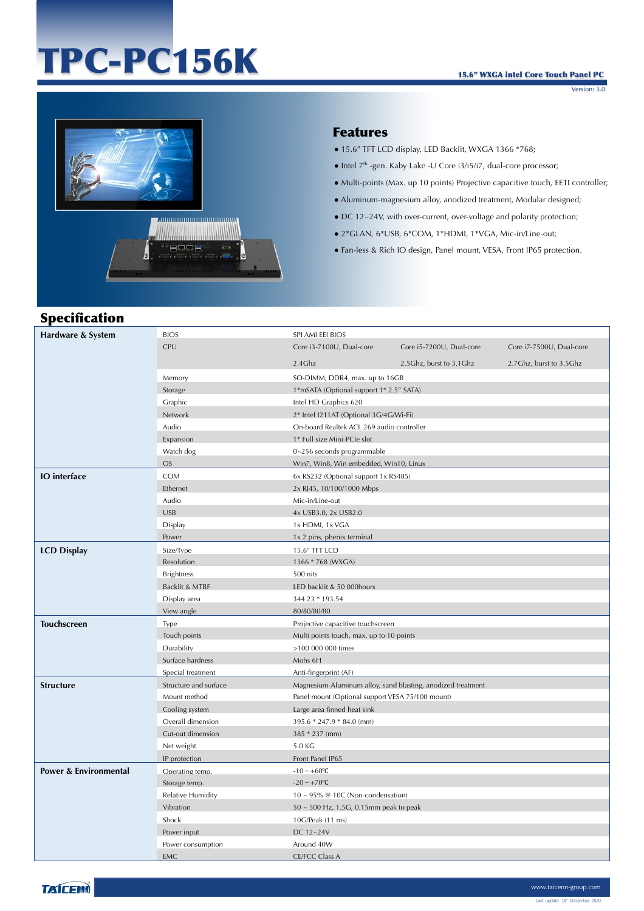# TPC-PC156K

**15.6" WXGA intel Core Touch Panel PC**

Version: 3.0

## Features

- 15.6" TFT LCD display, LED Backlit, WXGA 1366 *768;
- Intel 7th -gen. Kaby Lake -U Core i3/i5/i7, dual-core processor;
- Multi-points (Max. up 10 points) Projective capacitive touch, EETI controller;
- Aluminum-magnesium alloy, anodized treatment, Modular designed;
- DC 12~24V, with over-current, over-voltage and polarity protection;
- 2*GLAN, 6*USB, 6*COM, 1*HDMI, 1*VGA, Mic-in/Line-out;
- Fan-less & Rich IO design, Panel mount, VESA, Front IP65 protection.

## Specification

| Category | Item | Specification | | |
|---|---|---|---|---|
| **Hardware & System** | BIOS | SPI AMI EEI BIOS | | |
| | CPU | Core i3-7100U, Dual-core | Core i5-7200U, Dual-core | Core i7-7500U, Dual-core |
| | | 2.4Ghz | 2.5Ghz, burst to 3.1Ghz | 2.7Ghz, burst to 3.5Ghz |
| | Memory | SO-DIMM, DDR4, max. up to 16GB | | |
| | Storage | 1*mSATA (Optional support 1* 2.5" SATA) | | |
| | Graphic | Intel HD Graphics 620 | | |
| | Network | 2* Intel I211AT (Optional 3G/4G/Wi-Fi) | | |
| | Audio | On-board Realtek ACL 269 audio controller | | |
| | Expansion | 1* Full size Mini-PCIe slot | | |
| | Watch dog | 0~256 seconds programmable | | |
| | OS | Win7, Win8, Win embedded, Win10, Linux | | |
| **IO interface** | COM | 6x RS232 (Optional support 1x RS485) | | |
| | Ethernet | 2x RJ45, 10/100/1000 Mbps | | |
| | Audio | Mic-in/Line-out | | |
| | USB | 4x USB3.0, 2x USB2.0 | | |
| | Display | 1x HDMI, 1x VGA | | |
| | Power | 1x 2 pins, phenix terminal | | |
| **LCD Display** | Size/Type | 15.6" TFT LCD | | |
| | Resolution | 1366 * 768 (WXGA) | | |
| | Brightness | 500 nits | | |
| | Backlit & MTBF | LED backlit & 50 000hours | | |
| | Display area | 344.23 * 193.54 | | |
| | View angle | 80/80/80/80 | | |
| **Touchscreen** | Type | Projective capacitive touchscreen | | |
| | Touch points | Multi points touch, max. up to 10 points | | |
| | Durability | >100 000 000 times | | |
| | Surface hardness | Mohs 6H | | |
| | Special treatment | Anti-fingerprint (AF) | | |
| **Structure** | Structure and surface | Magnesium-Aluminum alloy, sand blasting, anodized treatment | | |
| | Mount method | Panel mount (Optional support VESA 75/100 mount) | | |
| | Cooling system | Large area finned heat sink | | |
| | Overall dimension | 395.6 * 247.9 * 84.0 (mm) | | |
| | Cut-out dimension | 385 * 237 (mm) | | |
| | Net weight | 5.0 KG | | |
| | IP protection | Front Panel IP65 | | |
| **Power & Environmental** | Operating temp. | -10 ~ +60℃ | | |
| | Storage temp. | -20 ~ +70℃ | | |
| | Relative Humidity | 10 ~ 95% @ 10C (Non-condensation) | | |
| | Vibration | 50 ~ 500 Hz, 1.5G, 0.15mm peak to peak | | |
| | Shock | 10G/Peak (11 ms) | | |
| | Power input | DC 12~24V | | |
| | Power consumption | Around 40W | | |
| | EMC | CE/FCC Class A | | |

www.taicenn-group.com

Last update 18th-December-2020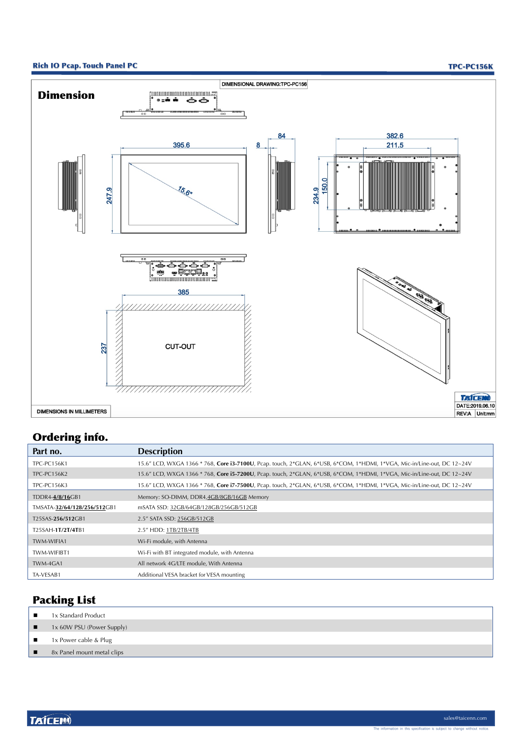## Dimension

DIMENSIONAL DRAWING:TPC-PC156

395.6
8
84
382.6
211.5
247.9
15.6"
234.9
150.0
385
237
CUT-OUT

DIMENSIONS IN MILLIMETERS

DATE:2019.06.10
REV:A Unit:mm

## Ordering info.

| Part no. | Description |
|---|---|
| TPC-PC156K1 | 15.6" LCD, WXGA 1366 * 768, **Core i3-7100U**, Pcap. touch, 2*GLAN, 6*USB, 6*COM, 1*HDMI, 1*VGA, Mic-in/Line-out, DC 12~24V |
| TPC-PC156K2 | 15.6" LCD, WXGA 1366 * 768, **Core i5-7200U**, Pcap. touch, 2*GLAN, 6*USB, 6*COM, 1*HDMI, 1*VGA, Mic-in/Line-out, DC 12~24V |
| TPC-PC156K3 | 15.6" LCD, WXGA 1366 * 768, **Core i7-7500U**, Pcap. touch, 2*GLAN, 6*USB, 6*COM, 1*HDMI, 1*VGA, Mic-in/Line-out, DC 12~24V |
| TDDR4-**4/8/16**GB1 | Memory: SO-DIMM, DDR4,4GB/8GB/16GB Memory |
| TMSATA-**32/64/128/256/512**GB1 | mSATA SSD: 32GB/64GB/128GB/256GB/512GB |
| T25SAS-**256/512**GB1 | 2.5" SATA SSD: 256GB/512GB |
| T25SAH-**1T/2T/4T**B1 | 2.5" HDD: 1TB/2TB/4TB |
| TWM-WIFIA1 | Wi-Fi module, with Antenna |
| TWM-WIFIBT1 | Wi-Fi with BT integrated module, with Antenna |
| TWM-4GA1 | All network 4G/LTE module, With Antenna |
| TA-VESAB1 | Additional VESA bracket for VESA mounting |

## Packing List

- 1x Standard Product
- 1x 60W PSU (Power Supply)
- 1x Power cable & Plug
- 8x Panel mount metal clips